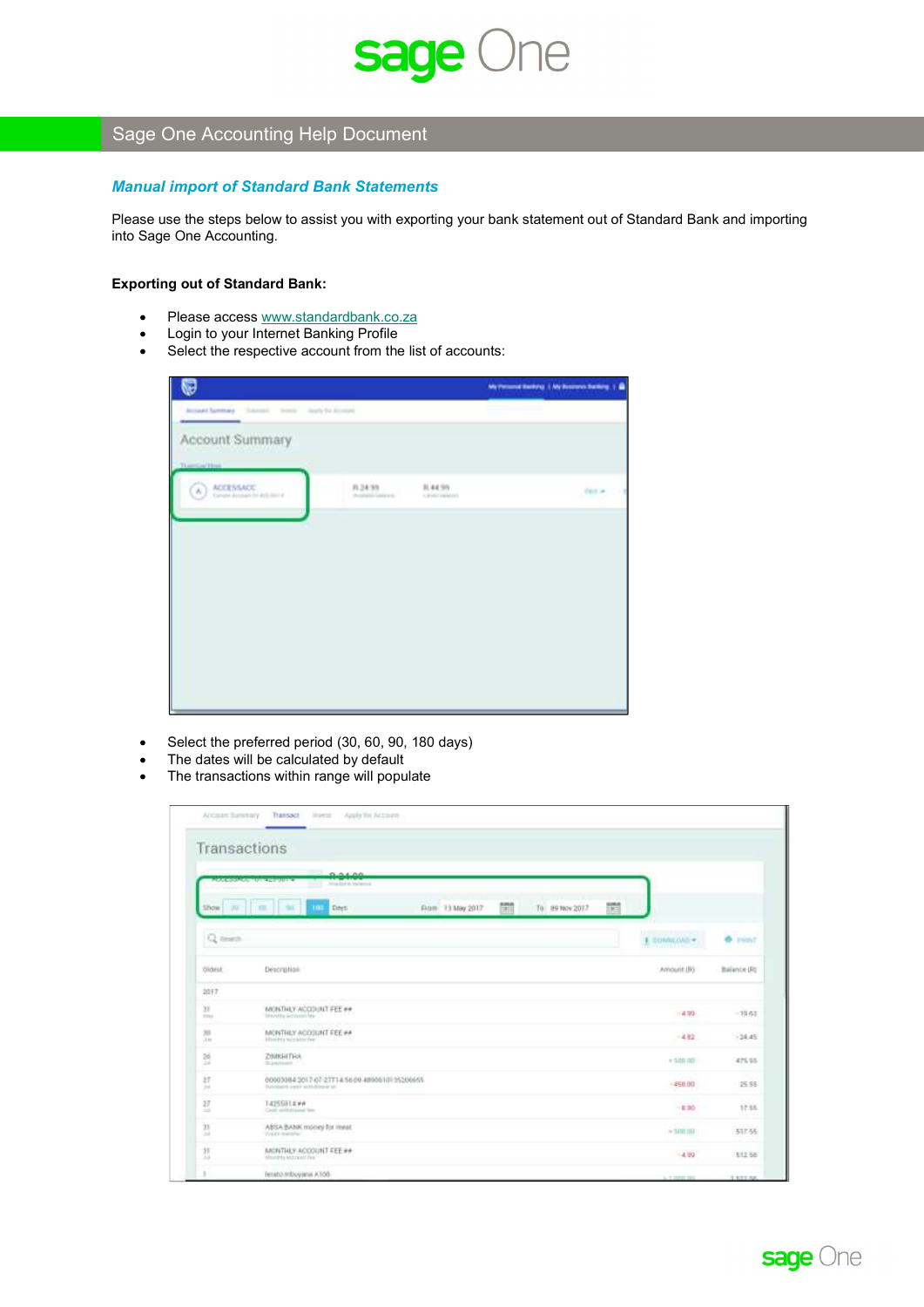# Sage One Accounting Help Document

## *Manual import of Standard Bank Statements*

Please use the steps below to assist you with exporting your bank statement out of Standard Bank and importing into Sage One Accounting.

**Exporting out of Standard Bank:**

- Please access [www.standardbank.co.za](http://www.standardbank.co.za)
- Login to your Internet Banking Profile
- Select the respective account from the list of accounts:

- Select the preferred period (30, 60, 90, 180 days)
- The dates will be calculated by default
- The transactions within range will populate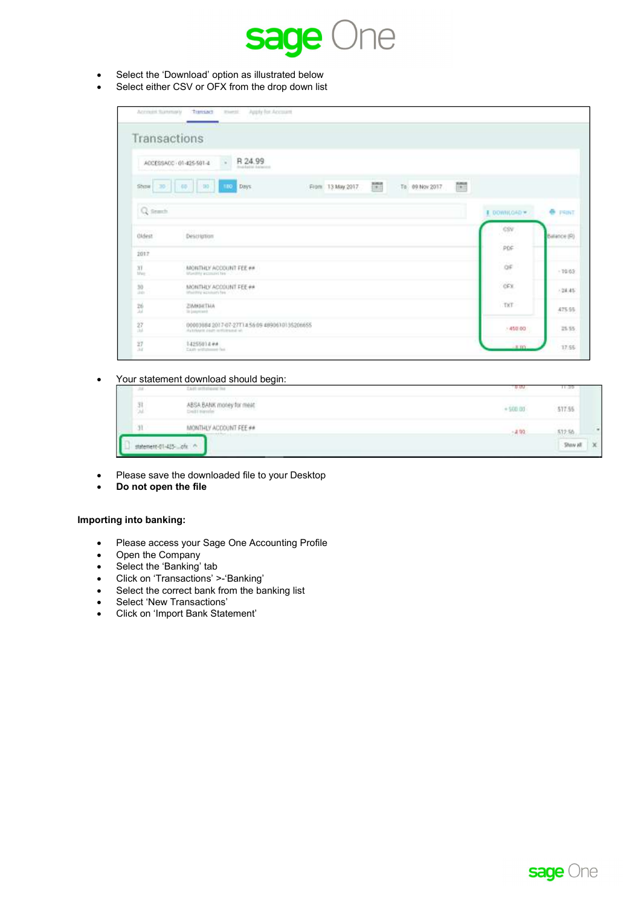- Select the 'Download' option as illustrated below
- Select either CSV or OFX from the drop down list

- Your statement download should begin:

- Please save the downloaded file to your Desktop
- **Do not open the file**

**Importing into banking:**

- Please access your Sage One Accounting Profile
- Open the Company
- Select the 'Banking' tab
- Click on 'Transactions' >-'Banking'
- Select the correct bank from the banking list
- Select 'New Transactions'
- Click on 'Import Bank Statement'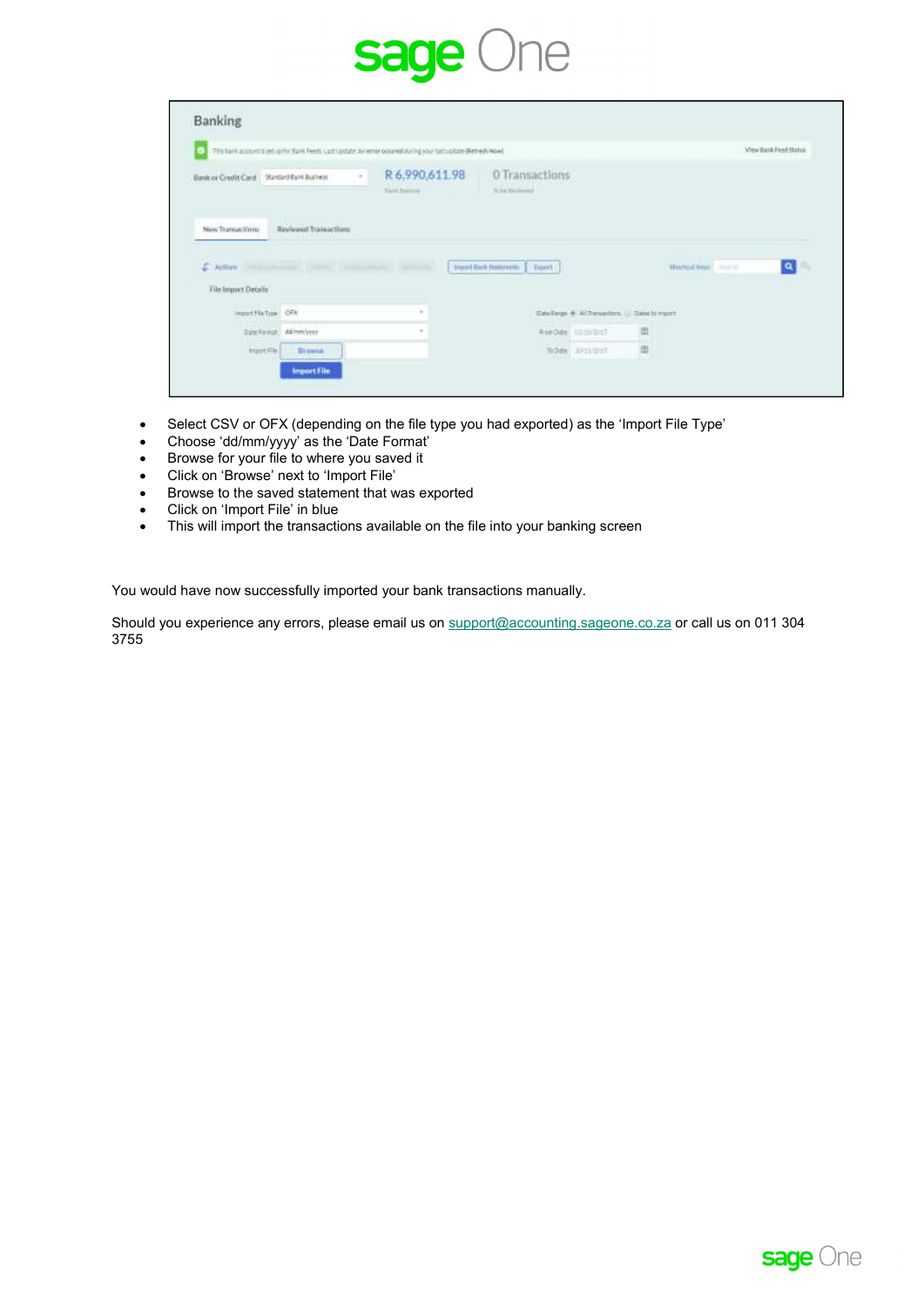- Select CSV or OFX (depending on the file type you had exported) as the 'Import File Type'
- Choose 'dd/mm/yyyy' as the 'Date Format'
- Browse for your file to where you saved it
- Click on 'Browse' next to 'Import File'
- Browse to the saved statement that was exported
- Click on 'Import File' in blue
- This will import the transactions available on the file into your banking screen

You would have now successfully imported your bank transactions manually.

Should you experience any errors, please email us on support@accounting.sageone.co.za or call us on 011 304 3755